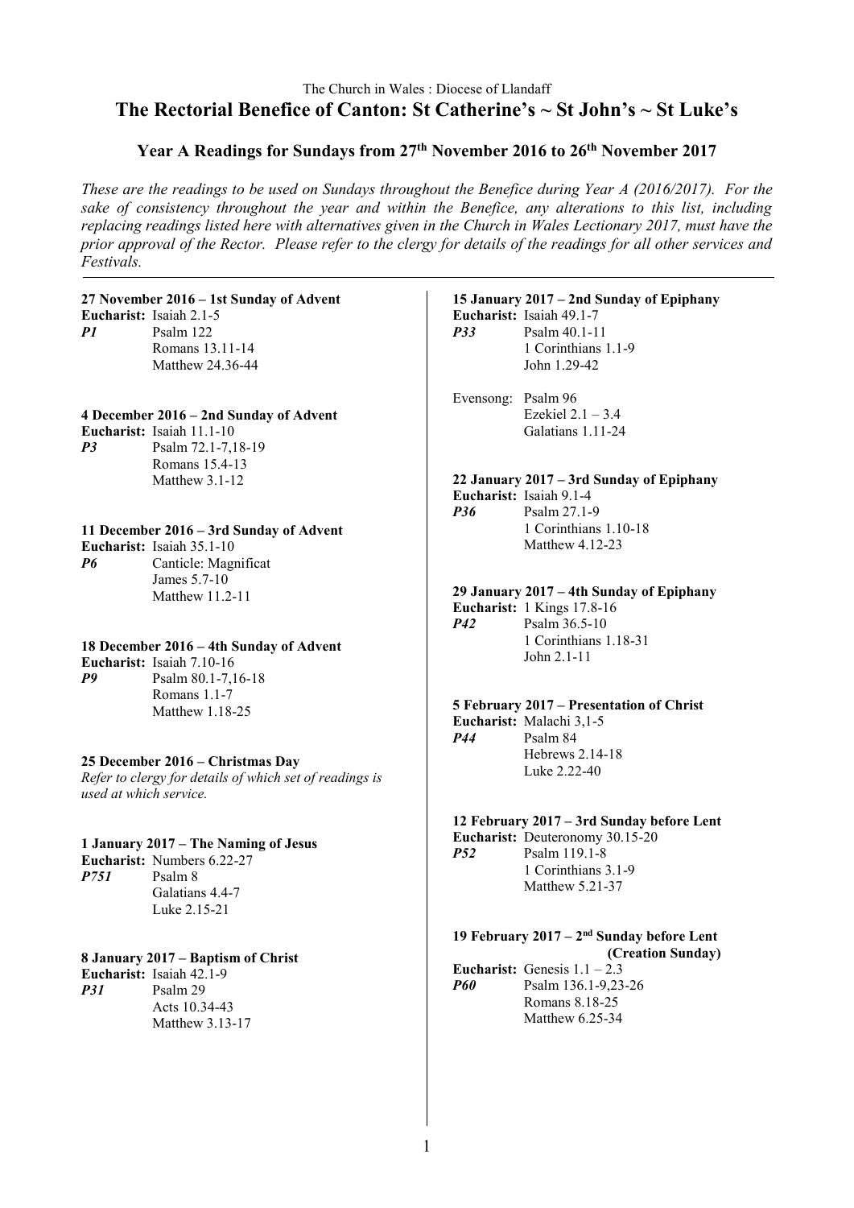The Church in Wales : Diocese of Llandaff

# The Rectorial Benefice of Canton: St Catherine's ~ St John's ~ St Luke's

## Year A Readings for Sundays from 27th November 2016 to 26th November 2017

*These are the readings to be used on Sundays throughout the Benefice during Year A (2016/2017). For the sake of consistency throughout the year and within the Benefice, any alterations to this list, including replacing readings listed here with alternatives given in the Church in Wales Lectionary 2017, must have the prior approval of the Rector. Please refer to the clergy for details of the readings for all other services and Festivals.*

---

**27 November 2016 – 1st Sunday of Advent**
**Eucharist:** Isaiah 2.1-5
***P1*** Psalm 122
Romans 13.11-14
Matthew 24.36-44

**4 December 2016 – 2nd Sunday of Advent**
**Eucharist:** Isaiah 11.1-10
***P3*** Psalm 72.1-7,18-19
Romans 15.4-13
Matthew 3.1-12

**11 December 2016 – 3rd Sunday of Advent**
**Eucharist:** Isaiah 35.1-10
***P6*** Canticle: Magnificat
James 5.7-10
Matthew 11.2-11

**18 December 2016 – 4th Sunday of Advent**
**Eucharist:** Isaiah 7.10-16
***P9*** Psalm 80.1-7,16-18
Romans 1.1-7
Matthew 1.18-25

**25 December 2016 – Christmas Day**
*Refer to clergy for details of which set of readings is used at which service.*

**1 January 2017 – The Naming of Jesus**
**Eucharist:** Numbers 6.22-27
***P751*** Psalm 8
Galatians 4.4-7
Luke 2.15-21

**8 January 2017 – Baptism of Christ**
**Eucharist:** Isaiah 42.1-9
***P31*** Psalm 29
Acts 10.34-43
Matthew 3.13-17

**15 January 2017 – 2nd Sunday of Epiphany**
**Eucharist:** Isaiah 49.1-7
***P33*** Psalm 40.1-11
1 Corinthians 1.1-9
John 1.29-42

Evensong: Psalm 96
Ezekiel 2.1 – 3.4
Galatians 1.11-24

**22 January 2017 – 3rd Sunday of Epiphany**
**Eucharist:** Isaiah 9.1-4
***P36*** Psalm 27.1-9
1 Corinthians 1.10-18
Matthew 4.12-23

**29 January 2017 – 4th Sunday of Epiphany**
**Eucharist:** 1 Kings 17.8-16
***P42*** Psalm 36.5-10
1 Corinthians 1.18-31
John 2.1-11

**5 February 2017 – Presentation of Christ**
**Eucharist:** Malachi 3,1-5
***P44*** Psalm 84
Hebrews 2.14-18
Luke 2.22-40

**12 February 2017 – 3rd Sunday before Lent**
**Eucharist:** Deuteronomy 30.15-20
***P52*** Psalm 119.1-8
1 Corinthians 3.1-9
Matthew 5.21-37

**19 February 2017 – 2nd Sunday before Lent (Creation Sunday)**
**Eucharist:** Genesis 1.1 – 2.3
***P60*** Psalm 136.1-9,23-26
Romans 8.18-25
Matthew 6.25-34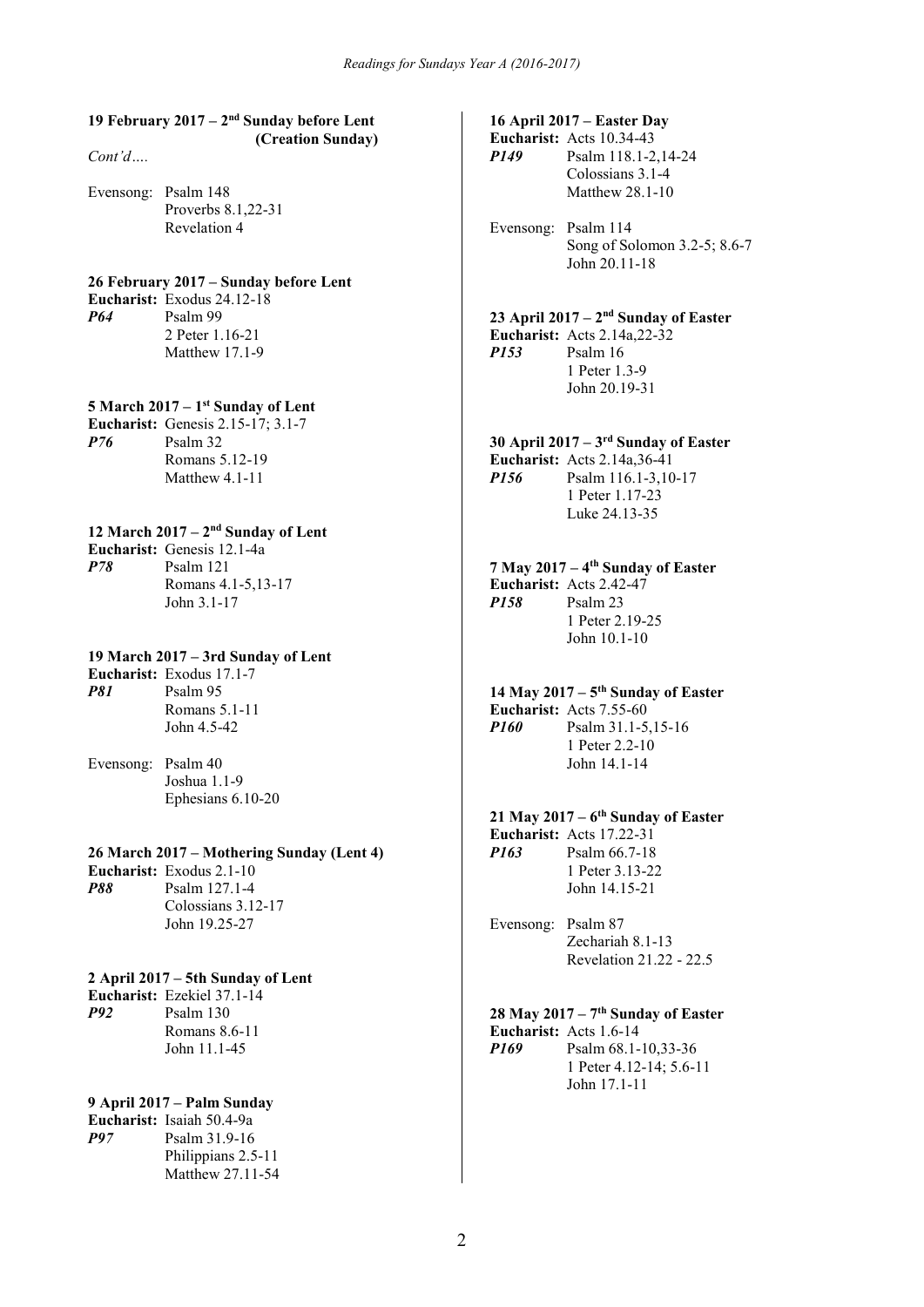### 19 February 2017 – 2nd Sunday before Lent (Creation Sunday)

*Cont'd….*

Evensong: Psalm 148
Proverbs 8.1,22-31
Revelation 4

### 26 February 2017 – Sunday before Lent

**Eucharist:** Exodus 24.12-18
***P64*** Psalm 99
2 Peter 1.16-21
Matthew 17.1-9

### 5 March 2017 – 1st Sunday of Lent

**Eucharist:** Genesis 2.15-17; 3.1-7
***P76*** Psalm 32
Romans 5.12-19
Matthew 4.1-11

### 12 March 2017 – 2nd Sunday of Lent

**Eucharist:** Genesis 12.1-4a
***P78*** Psalm 121
Romans 4.1-5,13-17
John 3.1-17

### 19 March 2017 – 3rd Sunday of Lent

**Eucharist:** Exodus 17.1-7
***P81*** Psalm 95
Romans 5.1-11
John 4.5-42

Evensong: Psalm 40
Joshua 1.1-9
Ephesians 6.10-20

### 26 March 2017 – Mothering Sunday (Lent 4)

**Eucharist:** Exodus 2.1-10
***P88*** Psalm 127.1-4
Colossians 3.12-17
John 19.25-27

### 2 April 2017 – 5th Sunday of Lent

**Eucharist:** Ezekiel 37.1-14
***P92*** Psalm 130
Romans 8.6-11
John 11.1-45

### 9 April 2017 – Palm Sunday

**Eucharist:** Isaiah 50.4-9a
***P97*** Psalm 31.9-16
Philippians 2.5-11
Matthew 27.11-54

### 16 April 2017 – Easter Day

**Eucharist:** Acts 10.34-43
***P149*** Psalm 118.1-2,14-24
Colossians 3.1-4
Matthew 28.1-10

Evensong: Psalm 114
Song of Solomon 3.2-5; 8.6-7
John 20.11-18

### 23 April 2017 – 2nd Sunday of Easter

**Eucharist:** Acts 2.14a,22-32
***P153*** Psalm 16
1 Peter 1.3-9
John 20.19-31

### 30 April 2017 – 3rd Sunday of Easter

**Eucharist:** Acts 2.14a,36-41
***P156*** Psalm 116.1-3,10-17
1 Peter 1.17-23
Luke 24.13-35

### 7 May 2017 – 4th Sunday of Easter

**Eucharist:** Acts 2.42-47
***P158*** Psalm 23
1 Peter 2.19-25
John 10.1-10

### 14 May 2017 – 5th Sunday of Easter

**Eucharist:** Acts 7.55-60
***P160*** Psalm 31.1-5,15-16
1 Peter 2.2-10
John 14.1-14

### 21 May 2017 – 6th Sunday of Easter

**Eucharist:** Acts 17.22-31
***P163*** Psalm 66.7-18
1 Peter 3.13-22
John 14.15-21

Evensong: Psalm 87
Zechariah 8.1-13
Revelation 21.22 - 22.5

### 28 May 2017 – 7th Sunday of Easter

**Eucharist:** Acts 1.6-14
***P169*** Psalm 68.1-10,33-36
1 Peter 4.12-14; 5.6-11
John 17.1-11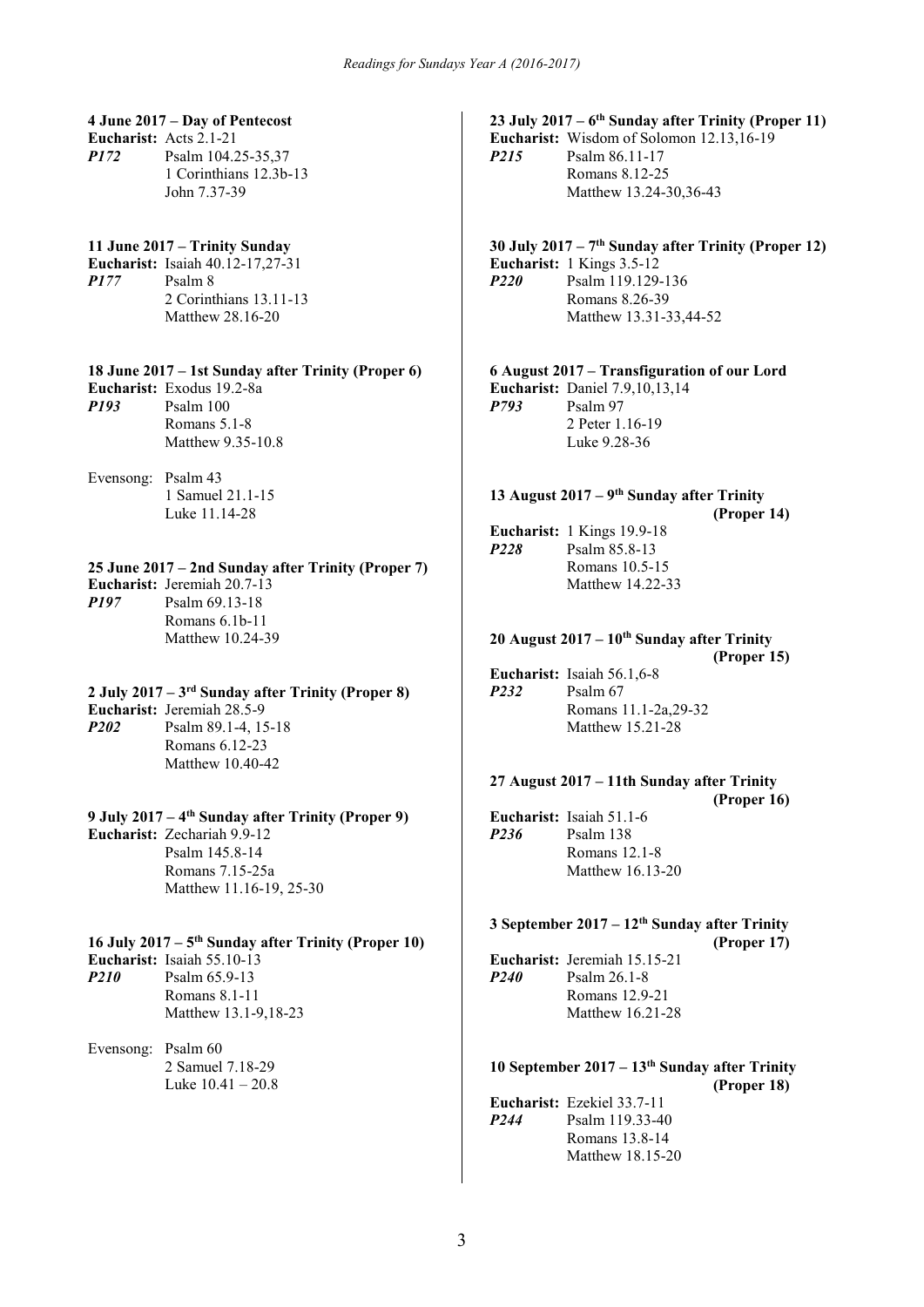**4 June 2017 – Day of Pentecost**
**Eucharist:** Acts 2.1-21
***P172*** Psalm 104.25-35,37
1 Corinthians 12.3b-13
John 7.37-39

**11 June 2017 – Trinity Sunday**
**Eucharist:** Isaiah 40.12-17,27-31
***P177*** Psalm 8
2 Corinthians 13.11-13
Matthew 28.16-20

**18 June 2017 – 1st Sunday after Trinity (Proper 6)**
**Eucharist:** Exodus 19.2-8a
***P193*** Psalm 100
Romans 5.1-8
Matthew 9.35-10.8

Evensong: Psalm 43
1 Samuel 21.1-15
Luke 11.14-28

**25 June 2017 – 2nd Sunday after Trinity (Proper 7)**
**Eucharist:** Jeremiah 20.7-13
***P197*** Psalm 69.13-18
Romans 6.1b-11
Matthew 10.24-39

**2 July 2017 – 3rd Sunday after Trinity (Proper 8)**
**Eucharist:** Jeremiah 28.5-9
***P202*** Psalm 89.1-4, 15-18
Romans 6.12-23
Matthew 10.40-42

**9 July 2017 – 4th Sunday after Trinity (Proper 9)**
**Eucharist:** Zechariah 9.9-12
Psalm 145.8-14
Romans 7.15-25a
Matthew 11.16-19, 25-30

**16 July 2017 – 5th Sunday after Trinity (Proper 10)**
**Eucharist:** Isaiah 55.10-13
***P210*** Psalm 65.9-13
Romans 8.1-11
Matthew 13.1-9,18-23

Evensong: Psalm 60
2 Samuel 7.18-29
Luke 10.41 – 20.8

**23 July 2017 – 6th Sunday after Trinity (Proper 11)**
**Eucharist:** Wisdom of Solomon 12.13,16-19
***P215*** Psalm 86.11-17
Romans 8.12-25
Matthew 13.24-30,36-43

**30 July 2017 – 7th Sunday after Trinity (Proper 12)**
**Eucharist:** 1 Kings 3.5-12
***P220*** Psalm 119.129-136
Romans 8.26-39
Matthew 13.31-33,44-52

**6 August 2017 – Transfiguration of our Lord**
**Eucharist:** Daniel 7.9,10,13,14
***P793*** Psalm 97
2 Peter 1.16-19
Luke 9.28-36

**13 August 2017 – 9th Sunday after Trinity (Proper 14)**
**Eucharist:** 1 Kings 19.9-18
***P228*** Psalm 85.8-13
Romans 10.5-15
Matthew 14.22-33

**20 August 2017 – 10th Sunday after Trinity (Proper 15)**
**Eucharist:** Isaiah 56.1,6-8
***P232*** Psalm 67
Romans 11.1-2a,29-32
Matthew 15.21-28

**27 August 2017 – 11th Sunday after Trinity (Proper 16)**
**Eucharist:** Isaiah 51.1-6
***P236*** Psalm 138
Romans 12.1-8
Matthew 16.13-20

**3 September 2017 – 12th Sunday after Trinity (Proper 17)**
**Eucharist:** Jeremiah 15.15-21
***P240*** Psalm 26.1-8
Romans 12.9-21
Matthew 16.21-28

**10 September 2017 – 13th Sunday after Trinity (Proper 18)**
**Eucharist:** Ezekiel 33.7-11
***P244*** Psalm 119.33-40
Romans 13.8-14
Matthew 18.15-20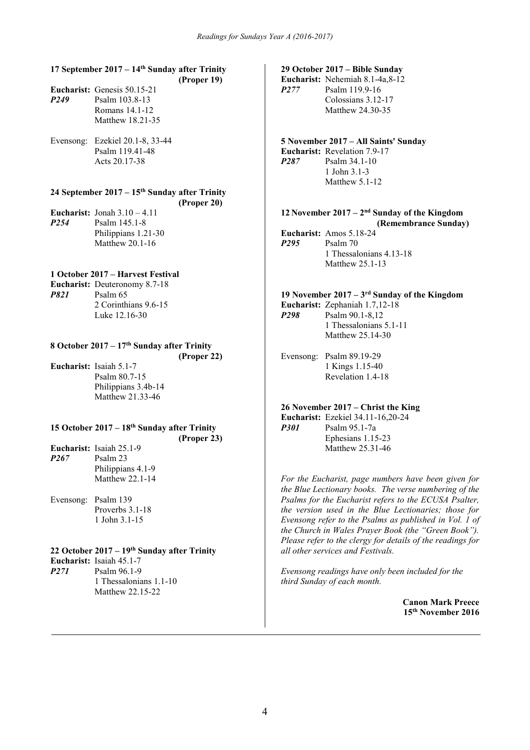**17 September 2017 – 14th Sunday after Trinity (Proper 19)**

**Eucharist:** Genesis 50.15-21
***P249*** Psalm 103.8-13
Romans 14.1-12
Matthew 18.21-35

Evensong: Ezekiel 20.1-8, 33-44
Psalm 119.41-48
Acts 20.17-38

**24 September 2017 – 15th Sunday after Trinity (Proper 20)**

**Eucharist:** Jonah 3.10 – 4.11
***P254*** Psalm 145.1-8
Philippians 1.21-30
Matthew 20.1-16

**1 October 2017 – Harvest Festival**

**Eucharist:** Deuteronomy 8.7-18
***P821*** Psalm 65
2 Corinthians 9.6-15
Luke 12.16-30

**8 October 2017 – 17th Sunday after Trinity (Proper 22)**

**Eucharist:** Isaiah 5.1-7
Psalm 80.7-15
Philippians 3.4b-14
Matthew 21.33-46

**15 October 2017 – 18th Sunday after Trinity (Proper 23)**

**Eucharist:** Isaiah 25.1-9
***P267*** Psalm 23
Philippians 4.1-9
Matthew 22.1-14

Evensong: Psalm 139
Proverbs 3.1-18
1 John 3.1-15

**22 October 2017 – 19th Sunday after Trinity**

**Eucharist:** Isaiah 45.1-7
***P271*** Psalm 96.1-9
1 Thessalonians 1.1-10
Matthew 22.15-22

**29 October 2017 – Bible Sunday**

**Eucharist:** Nehemiah 8.1-4a,8-12
***P277*** Psalm 119.9-16
Colossians 3.12-17
Matthew 24.30-35

**5 November 2017 – All Saints' Sunday**

**Eucharist:** Revelation 7.9-17
***P287*** Psalm 34.1-10
1 John 3.1-3
Matthew 5.1-12

**12 November 2017 – 2nd Sunday of the Kingdom (Remembrance Sunday)**

**Eucharist:** Amos 5.18-24
***P295*** Psalm 70
1 Thessalonians 4.13-18
Matthew 25.1-13

**19 November 2017 – 3rd Sunday of the Kingdom**

**Eucharist:** Zephaniah 1.7,12-18
***P298*** Psalm 90.1-8,12
1 Thessalonians 5.1-11
Matthew 25.14-30

Evensong: Psalm 89.19-29
1 Kings 1.15-40
Revelation 1.4-18

**26 November 2017 – Christ the King**

**Eucharist:** Ezekiel 34.11-16,20-24
***P301*** Psalm 95.1-7a
Ephesians 1.15-23
Matthew 25.31-46

*For the Eucharist, page numbers have been given for the Blue Lectionary books. The verse numbering of the Psalms for the Eucharist refers to the ECUSA Psalter, the version used in the Blue Lectionaries; those for Evensong refer to the Psalms as published in Vol. 1 of the Church in Wales Prayer Book (the "Green Book"). Please refer to the clergy for details of the readings for all other services and Festivals.*

*Evensong readings have only been included for the third Sunday of each month.*

**Canon Mark Preece**
**15th November 2016**